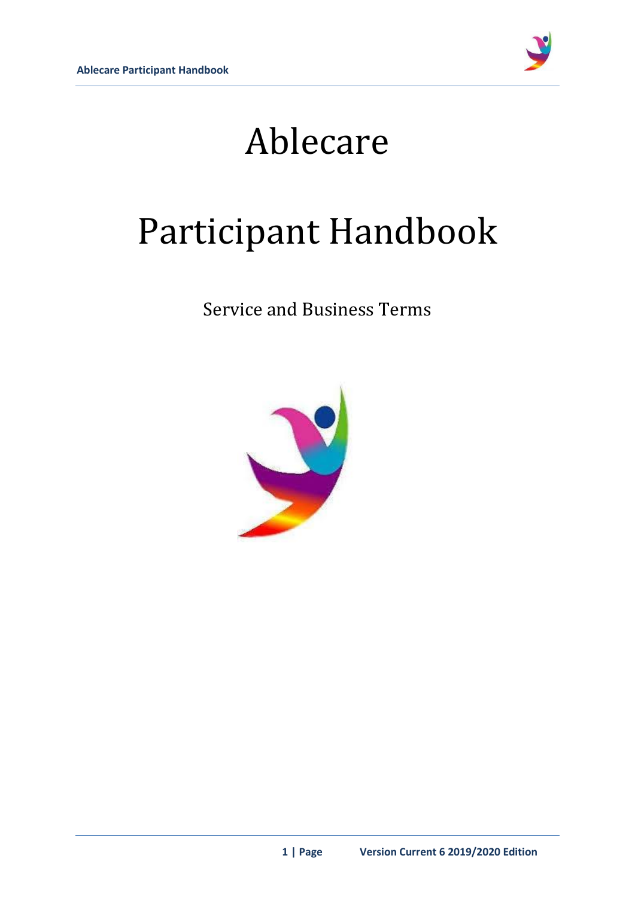# Ablecare

# Participant Handbook

Service and Business Terms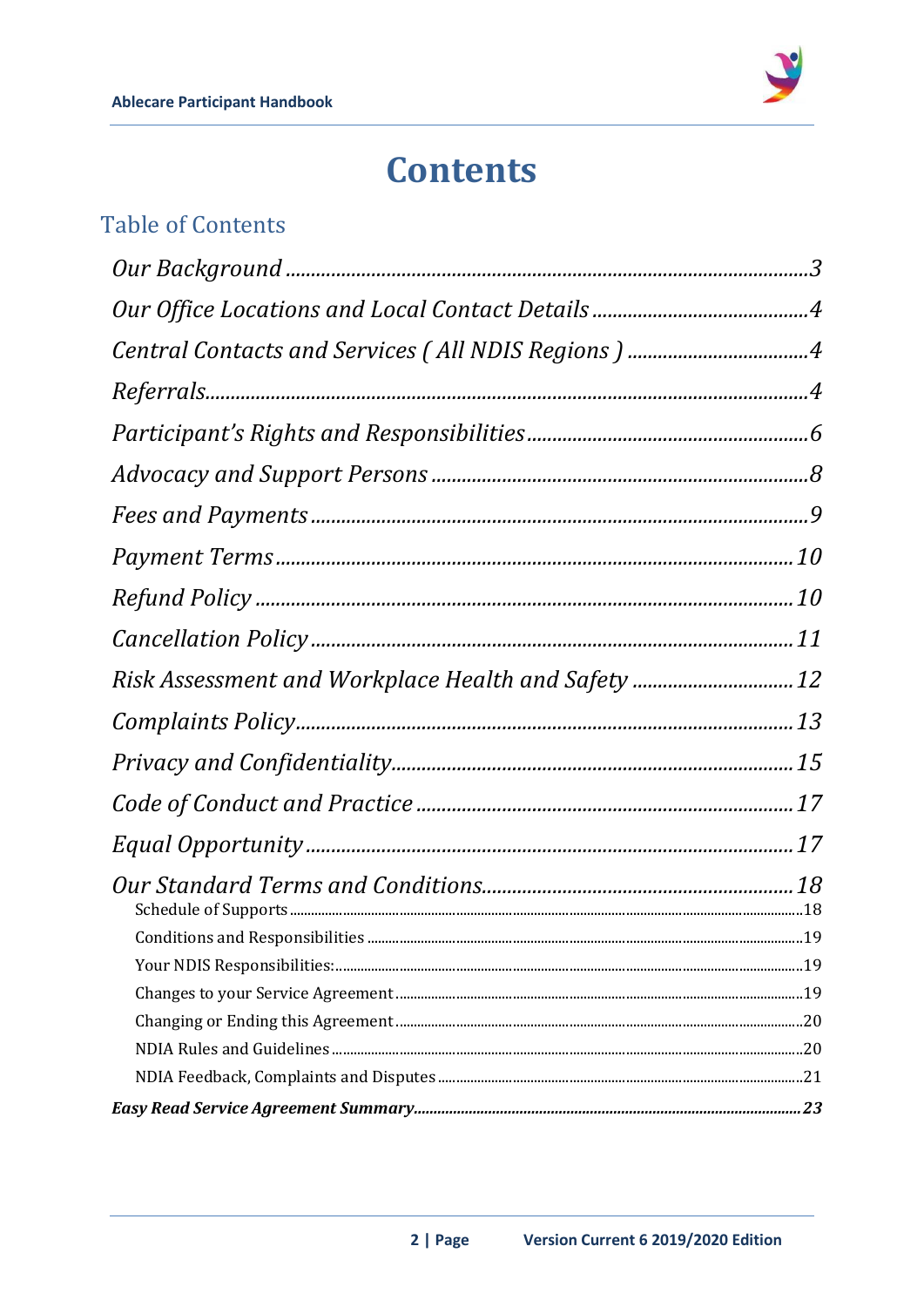# Contents

## Table of Contents

*Our Background* ....................................................................................... 3

*Our Office Locations and Local Contact Details* ............................................ 4

*Central Contacts and Services ( All NDIS Regions )* ..................................... 4

*Referrals* ..................................................................................................... 4

*Participant's Rights and Responsibilities* ........................................................ 6

*Advocacy and Support Persons* ..................................................................... 8

*Fees and Payments* ...................................................................................... 9

*Payment Terms* .......................................................................................... 10

*Refund Policy* ............................................................................................ 10

*Cancellation Policy* .................................................................................... 11

*Risk Assessment and Workplace Health and Safety* ..................................... 12

*Complaints Policy* ...................................................................................... 13

*Privacy and Confidentiality* ......................................................................... 15

*Code of Conduct and Practice* ..................................................................... 17

*Equal Opportunity* ..................................................................................... 17

*Our Standard Terms and Conditions* ............................................................ 18

- Schedule of Supports ................................................................................ 18
- Conditions and Responsibilities ................................................................. 19
- Your NDIS Responsibilities: ....................................................................... 19
- Changes to your Service Agreement ........................................................... 19
- Changing or Ending this Agreement ........................................................... 20
- NDIA Rules and Guidelines ........................................................................ 20
- NDIA Feedback, Complaints and Disputes .................................................. 21

***Easy Read Service Agreement Summary*** ..................................................... 23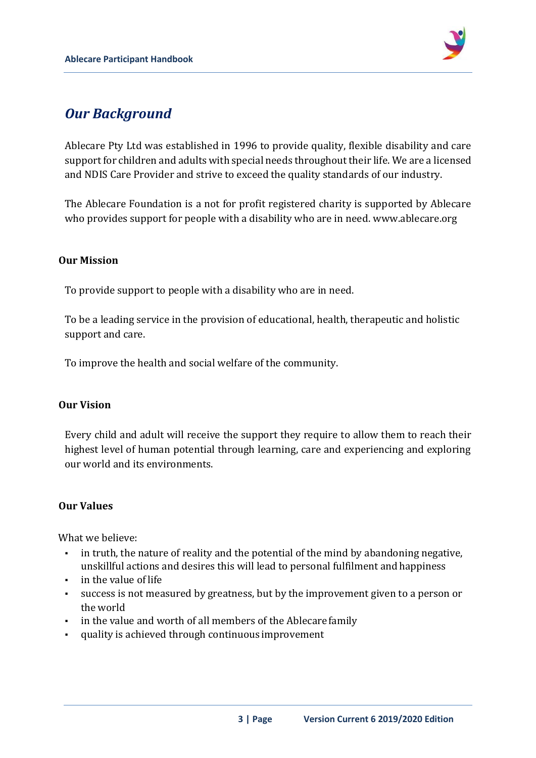## *Our Background*

Ablecare Pty Ltd was established in 1996 to provide quality, flexible disability and care support for children and adults with special needs throughout their life. We are a licensed and NDIS Care Provider and strive to exceed the quality standards of our industry.

The Ablecare Foundation is a not for profit registered charity is supported by Ablecare who provides support for people with a disability who are in need. www.ablecare.org

### Our Mission

To provide support to people with a disability who are in need.

To be a leading service in the provision of educational, health, therapeutic and holistic support and care.

To improve the health and social welfare of the community.

### Our Vision

Every child and adult will receive the support they require to allow them to reach their highest level of human potential through learning, care and experiencing and exploring our world and its environments.

### Our Values

What we believe:

- in truth, the nature of reality and the potential of the mind by abandoning negative, unskillful actions and desires this will lead to personal fulfilment and happiness
- in the value of life
- success is not measured by greatness, but by the improvement given to a person or the world
- in the value and worth of all members of the Ablecare family
- quality is achieved through continuous improvement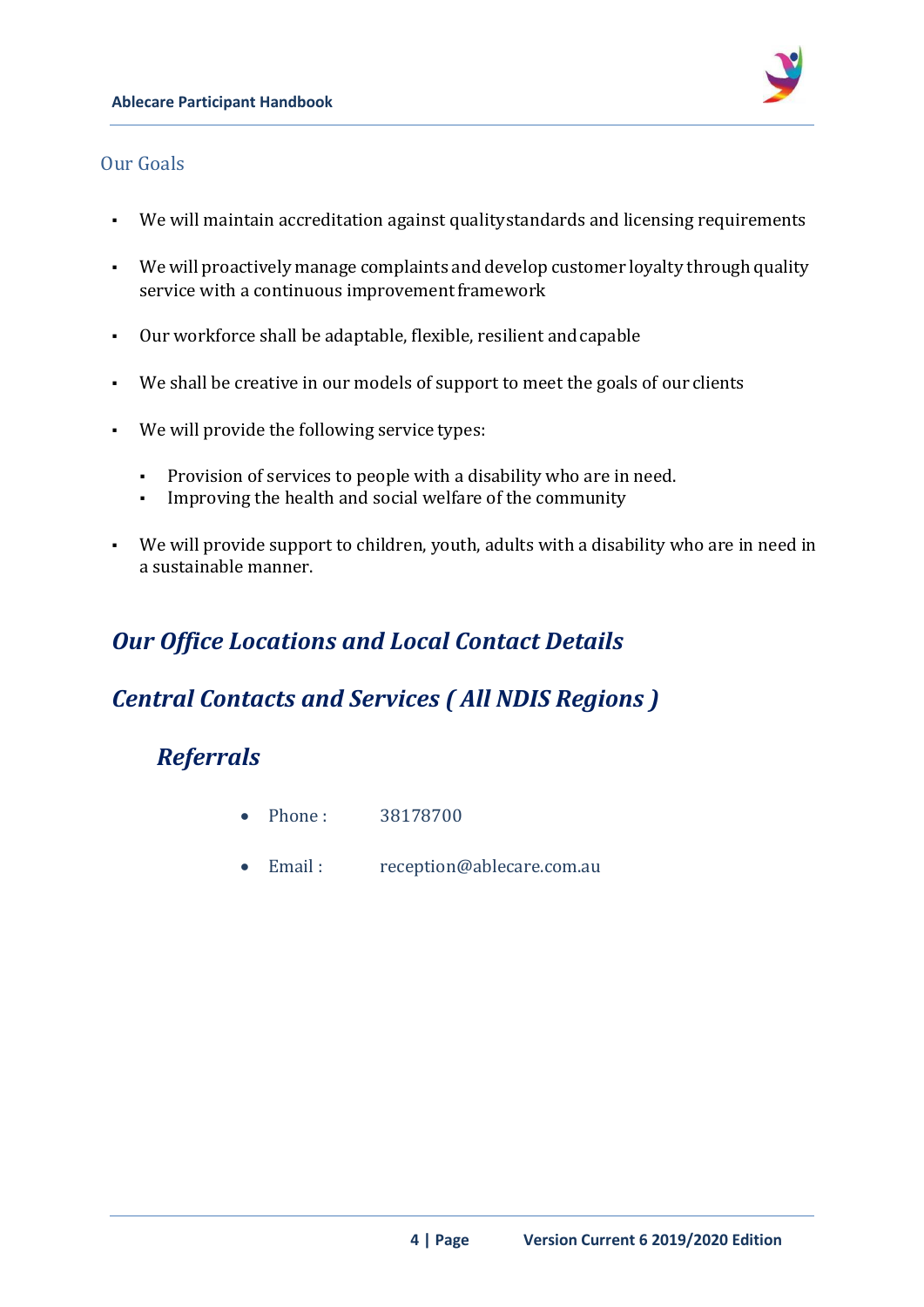## Our Goals

- We will maintain accreditation against quality standards and licensing requirements
- We will proactively manage complaints and develop customer loyalty through quality service with a continuous improvement framework
- Our workforce shall be adaptable, flexible, resilient and capable
- We shall be creative in our models of support to meet the goals of our clients
- We will provide the following service types:
  - Provision of services to people with a disability who are in need.
  - Improving the health and social welfare of the community
- We will provide support to children, youth, adults with a disability who are in need in a sustainable manner.

## *Our Office Locations and Local Contact Details*

## *Central Contacts and Services ( All NDIS Regions )*

### *Referrals*

- Phone : 38178700
- Email : reception@ablecare.com.au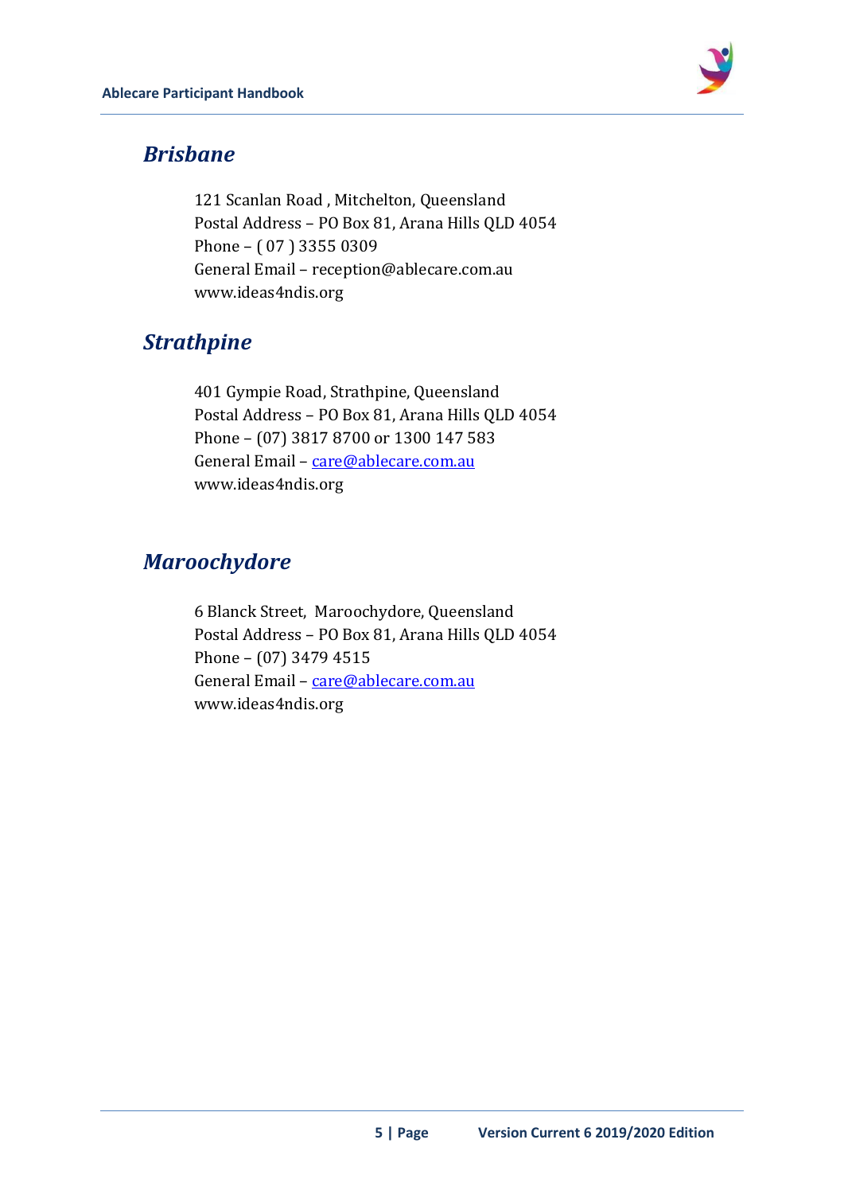## *Brisbane*

121 Scanlan Road , Mitchelton, Queensland
Postal Address – PO Box 81, Arana Hills QLD 4054
Phone – ( 07 ) 3355 0309
General Email – reception@ablecare.com.au
www.ideas4ndis.org

## *Strathpine*

401 Gympie Road, Strathpine, Queensland
Postal Address – PO Box 81, Arana Hills QLD 4054
Phone – (07) 3817 8700 or 1300 147 583
General Email – care@ablecare.com.au
www.ideas4ndis.org

## *Maroochydore*

6 Blanck Street, Maroochydore, Queensland
Postal Address – PO Box 81, Arana Hills QLD 4054
Phone – (07) 3479 4515
General Email – care@ablecare.com.au
www.ideas4ndis.org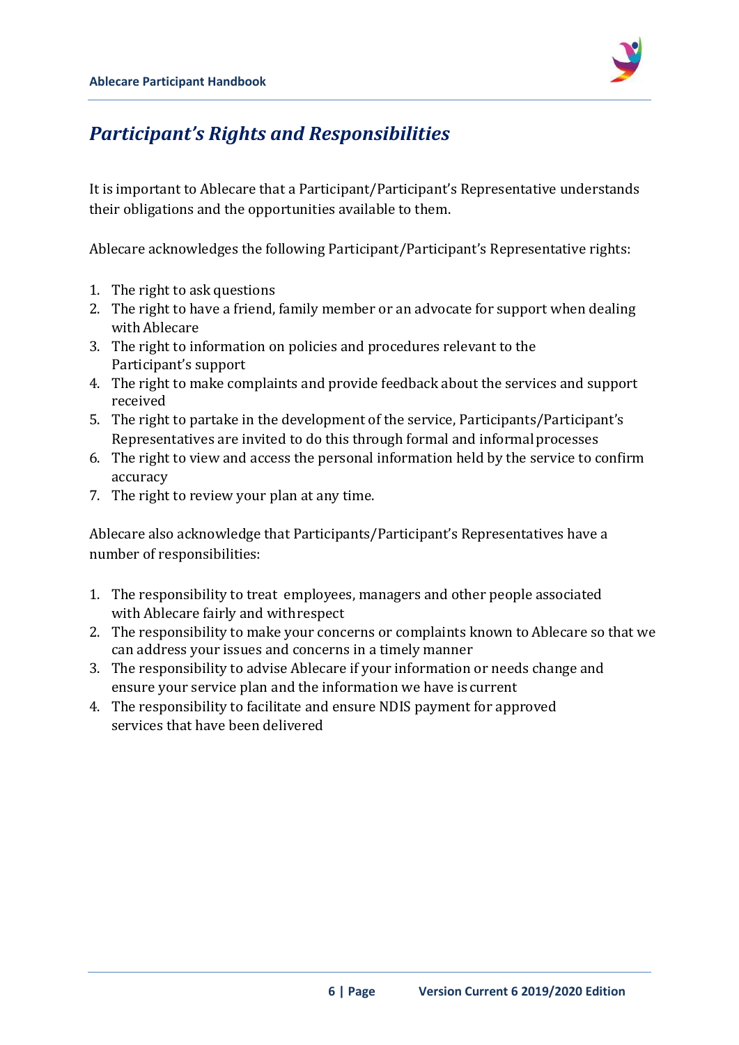## *Participant's Rights and Responsibilities*

It is important to Ablecare that a Participant/Participant's Representative understands their obligations and the opportunities available to them.

Ablecare acknowledges the following Participant/Participant's Representative rights:

1. The right to ask questions
2. The right to have a friend, family member or an advocate for support when dealing with Ablecare
3. The right to information on policies and procedures relevant to the Participant's support
4. The right to make complaints and provide feedback about the services and support received
5. The right to partake in the development of the service, Participants/Participant's Representatives are invited to do this through formal and informal processes
6. The right to view and access the personal information held by the service to confirm accuracy
7. The right to review your plan at any time.

Ablecare also acknowledge that Participants/Participant's Representatives have a number of responsibilities:

1. The responsibility to treat employees, managers and other people associated with Ablecare fairly and with respect
2. The responsibility to make your concerns or complaints known to Ablecare so that we can address your issues and concerns in a timely manner
3. The responsibility to advise Ablecare if your information or needs change and ensure your service plan and the information we have is current
4. The responsibility to facilitate and ensure NDIS payment for approved services that have been delivered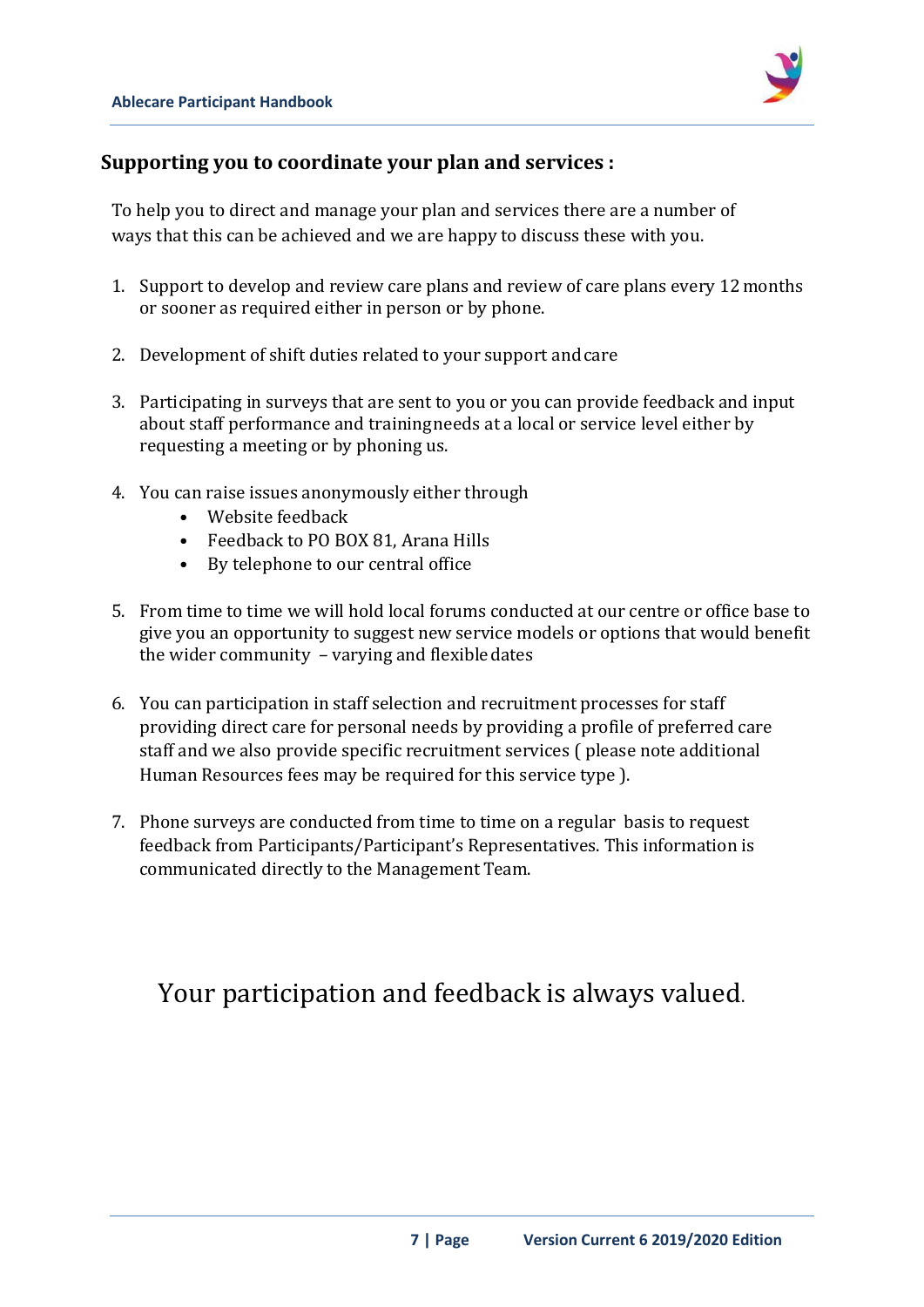## Supporting you to coordinate your plan and services :

To help you to direct and manage your plan and services there are a number of ways that this can be achieved and we are happy to discuss these with you.

1. Support to develop and review care plans and review of care plans every 12 months or sooner as required either in person or by phone.

2. Development of shift duties related to your support and care

3. Participating in surveys that are sent to you or you can provide feedback and input about staff performance and training needs at a local or service level either by requesting a meeting or by phoning us.

4. You can raise issues anonymously either through
   - Website feedback
   - Feedback to PO BOX 81, Arana Hills
   - By telephone to our central office

5. From time to time we will hold local forums conducted at our centre or office base to give you an opportunity to suggest new service models or options that would benefit the wider community – varying and flexible dates

6. You can participation in staff selection and recruitment processes for staff providing direct care for personal needs by providing a profile of preferred care staff and we also provide specific recruitment services ( please note additional Human Resources fees may be required for this service type ).

7. Phone surveys are conducted from time to time on a regular basis to request feedback from Participants/Participant's Representatives. This information is communicated directly to the Management Team.

Your participation and feedback is always valued.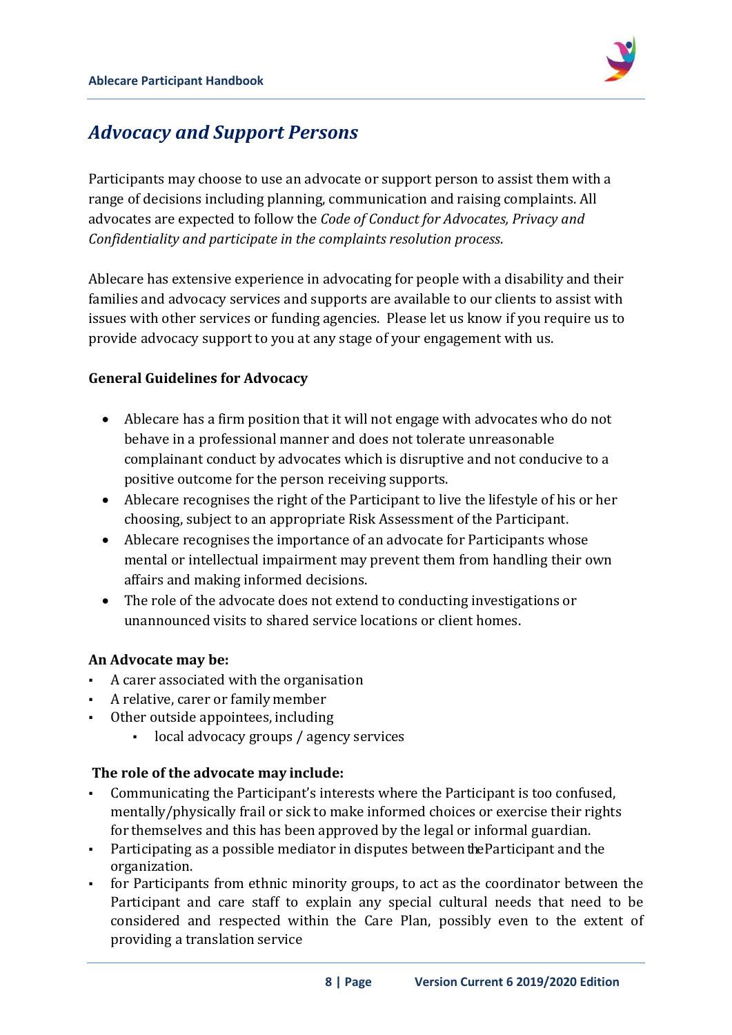## *Advocacy and Support Persons*

Participants may choose to use an advocate or support person to assist them with a range of decisions including planning, communication and raising complaints. All advocates are expected to follow the *Code of Conduct for Advocates, Privacy and Confidentiality and participate in the complaints resolution process*.

Ablecare has extensive experience in advocating for people with a disability and their families and advocacy services and supports are available to our clients to assist with issues with other services or funding agencies. Please let us know if you require us to provide advocacy support to you at any stage of your engagement with us.

**General Guidelines for Advocacy**

- Ablecare has a firm position that it will not engage with advocates who do not behave in a professional manner and does not tolerate unreasonable complainant conduct by advocates which is disruptive and not conducive to a positive outcome for the person receiving supports.
- Ablecare recognises the right of the Participant to live the lifestyle of his or her choosing, subject to an appropriate Risk Assessment of the Participant.
- Ablecare recognises the importance of an advocate for Participants whose mental or intellectual impairment may prevent them from handling their own affairs and making informed decisions.
- The role of the advocate does not extend to conducting investigations or unannounced visits to shared service locations or client homes.

**An Advocate may be:**

- A carer associated with the organisation
- A relative, carer or family member
- Other outside appointees, including
  - local advocacy groups / agency services

**The role of the advocate may include:**

- Communicating the Participant's interests where the Participant is too confused, mentally/physically frail or sick to make informed choices or exercise their rights for themselves and this has been approved by the legal or informal guardian.
- Participating as a possible mediator in disputes between the Participant and the organization.
- for Participants from ethnic minority groups, to act as the coordinator between the Participant and care staff to explain any special cultural needs that need to be considered and respected within the Care Plan, possibly even to the extent of providing a translation service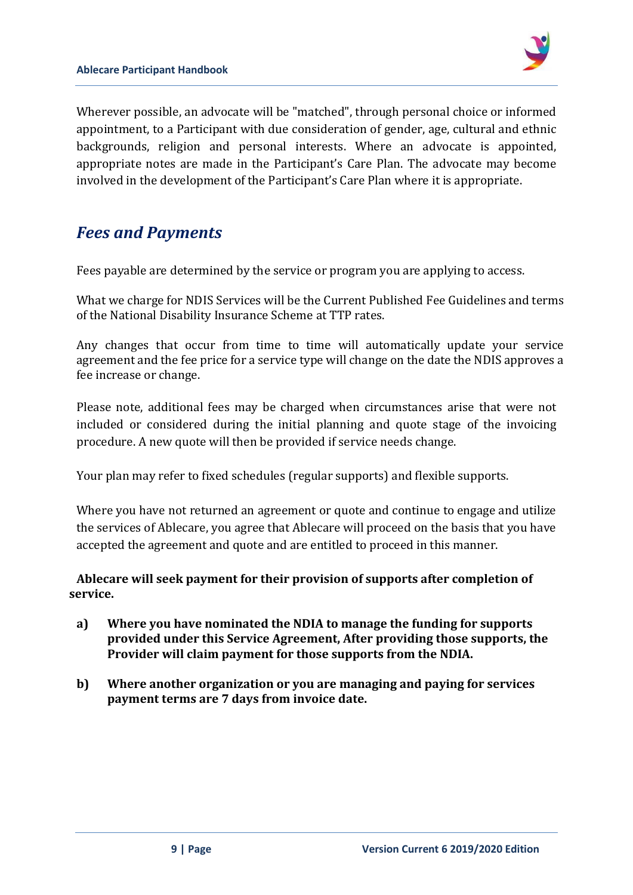Wherever possible, an advocate will be "matched", through personal choice or informed appointment, to a Participant with due consideration of gender, age, cultural and ethnic backgrounds, religion and personal interests. Where an advocate is appointed, appropriate notes are made in the Participant's Care Plan. The advocate may become involved in the development of the Participant's Care Plan where it is appropriate.

## *Fees and Payments*

Fees payable are determined by the service or program you are applying to access.

What we charge for NDIS Services will be the Current Published Fee Guidelines and terms of the National Disability Insurance Scheme at TTP rates.

Any changes that occur from time to time will automatically update your service agreement and the fee price for a service type will change on the date the NDIS approves a fee increase or change.

Please note, additional fees may be charged when circumstances arise that were not included or considered during the initial planning and quote stage of the invoicing procedure. A new quote will then be provided if service needs change.

Your plan may refer to fixed schedules (regular supports) and flexible supports.

Where you have not returned an agreement or quote and continue to engage and utilize the services of Ablecare, you agree that Ablecare will proceed on the basis that you have accepted the agreement and quote and are entitled to proceed in this manner.

**Ablecare will seek payment for their provision of supports after completion of service.**

**a) Where you have nominated the NDIA to manage the funding for supports provided under this Service Agreement, After providing those supports, the Provider will claim payment for those supports from the NDIA.**

**b) Where another organization or you are managing and paying for services payment terms are 7 days from invoice date.**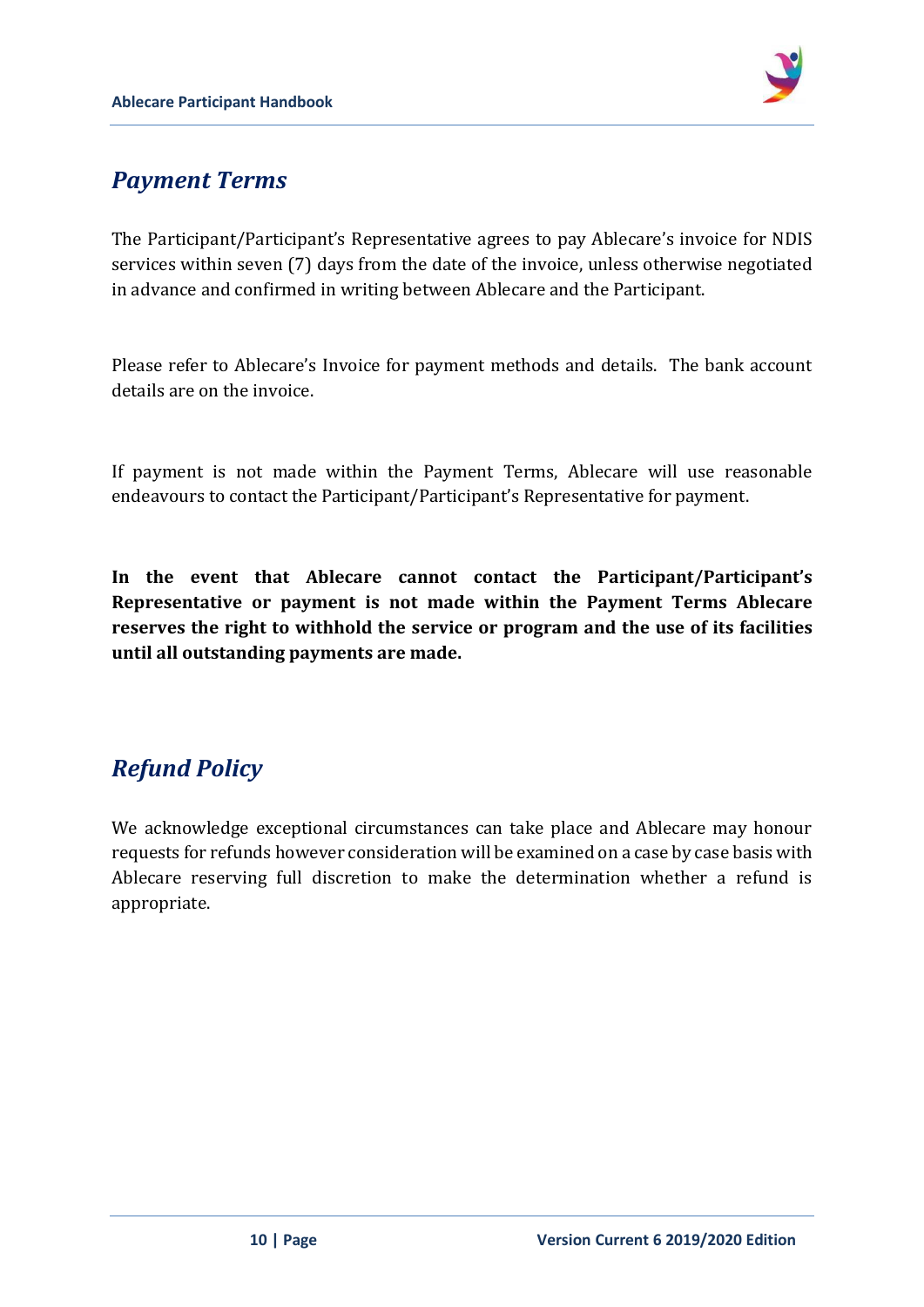## *Payment Terms*

The Participant/Participant's Representative agrees to pay Ablecare's invoice for NDIS services within seven (7) days from the date of the invoice, unless otherwise negotiated in advance and confirmed in writing between Ablecare and the Participant.

Please refer to Ablecare's Invoice for payment methods and details. The bank account details are on the invoice.

If payment is not made within the Payment Terms, Ablecare will use reasonable endeavours to contact the Participant/Participant's Representative for payment.

**In the event that Ablecare cannot contact the Participant/Participant's Representative or payment is not made within the Payment Terms Ablecare reserves the right to withhold the service or program and the use of its facilities until all outstanding payments are made.**

## *Refund Policy*

We acknowledge exceptional circumstances can take place and Ablecare may honour requests for refunds however consideration will be examined on a case by case basis with Ablecare reserving full discretion to make the determination whether a refund is appropriate.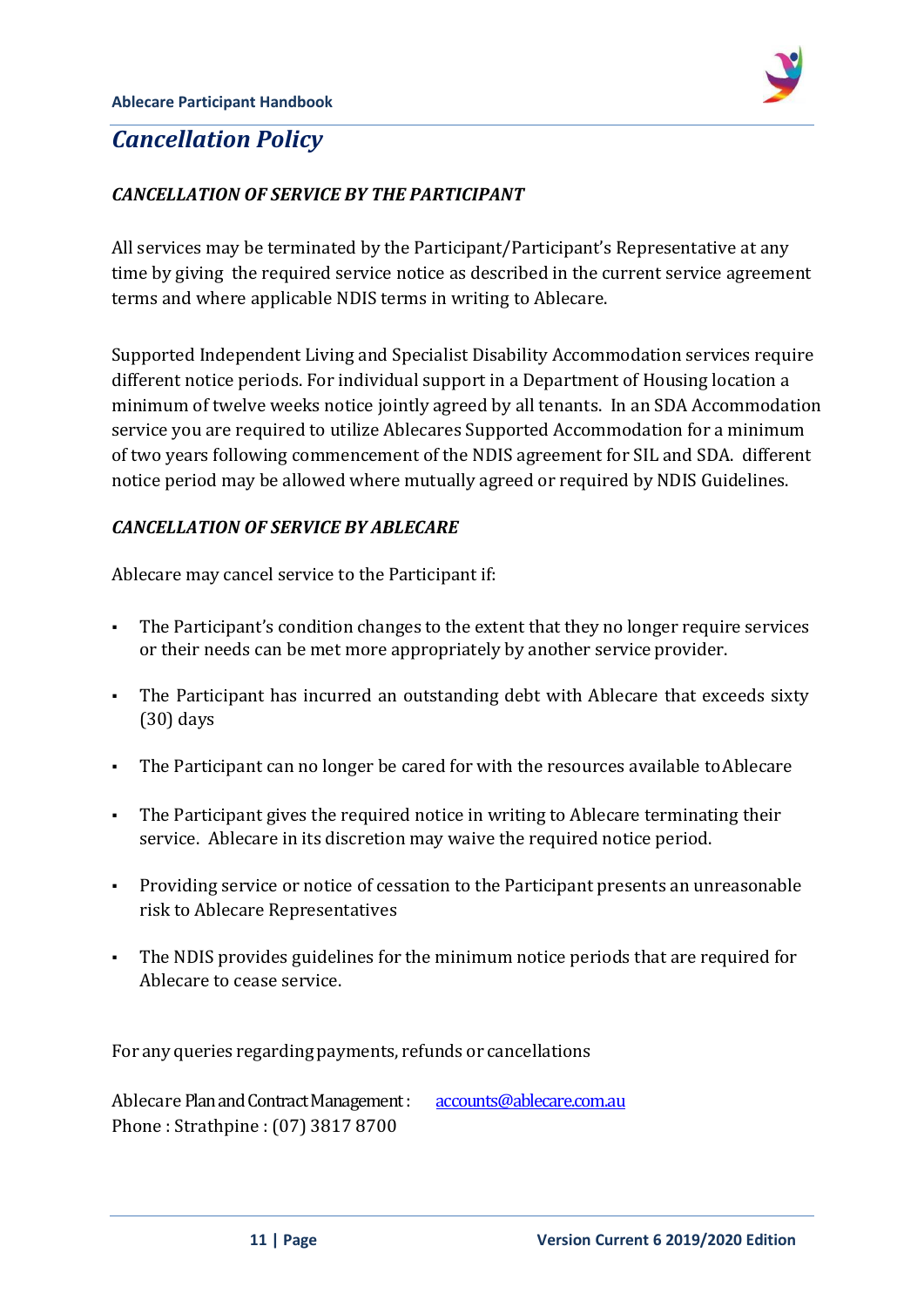## *Cancellation Policy*

***CANCELLATION OF SERVICE BY THE PARTICIPANT***

All services may be terminated by the Participant/Participant's Representative at any time by giving the required service notice as described in the current service agreement terms and where applicable NDIS terms in writing to Ablecare.

Supported Independent Living and Specialist Disability Accommodation services require different notice periods. For individual support in a Department of Housing location a minimum of twelve weeks notice jointly agreed by all tenants. In an SDA Accommodation service you are required to utilize Ablecares Supported Accommodation for a minimum of two years following commencement of the NDIS agreement for SIL and SDA. different notice period may be allowed where mutually agreed or required by NDIS Guidelines.

***CANCELLATION OF SERVICE BY ABLECARE***

Ablecare may cancel service to the Participant if:

- The Participant's condition changes to the extent that they no longer require services or their needs can be met more appropriately by another service provider.
- The Participant has incurred an outstanding debt with Ablecare that exceeds sixty (30) days
- The Participant can no longer be cared for with the resources available to Ablecare
- The Participant gives the required notice in writing to Ablecare terminating their service. Ablecare in its discretion may waive the required notice period.
- Providing service or notice of cessation to the Participant presents an unreasonable risk to Ablecare Representatives
- The NDIS provides guidelines for the minimum notice periods that are required for Ablecare to cease service.

For any queries regarding payments, refunds or cancellations

Ablecare Plan and Contract Management : accounts@ablecare.com.au
Phone : Strathpine : (07) 3817 8700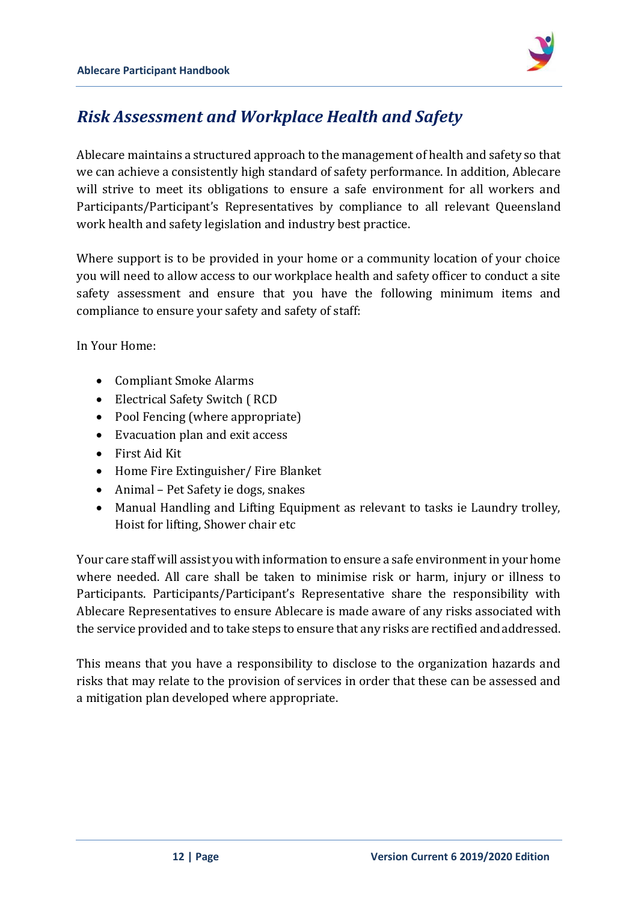## *Risk Assessment and Workplace Health and Safety*

Ablecare maintains a structured approach to the management of health and safety so that we can achieve a consistently high standard of safety performance. In addition, Ablecare will strive to meet its obligations to ensure a safe environment for all workers and Participants/Participant's Representatives by compliance to all relevant Queensland work health and safety legislation and industry best practice.

Where support is to be provided in your home or a community location of your choice you will need to allow access to our workplace health and safety officer to conduct a site safety assessment and ensure that you have the following minimum items and compliance to ensure your safety and safety of staff:

In Your Home:

- Compliant Smoke Alarms
- Electrical Safety Switch ( RCD
- Pool Fencing (where appropriate)
- Evacuation plan and exit access
- First Aid Kit
- Home Fire Extinguisher/ Fire Blanket
- Animal – Pet Safety ie dogs, snakes
- Manual Handling and Lifting Equipment as relevant to tasks ie Laundry trolley, Hoist for lifting, Shower chair etc

Your care staff will assist you with information to ensure a safe environment in your home where needed. All care shall be taken to minimise risk or harm, injury or illness to Participants. Participants/Participant's Representative share the responsibility with Ablecare Representatives to ensure Ablecare is made aware of any risks associated with the service provided and to take steps to ensure that any risks are rectified and addressed.

This means that you have a responsibility to disclose to the organization hazards and risks that may relate to the provision of services in order that these can be assessed and a mitigation plan developed where appropriate.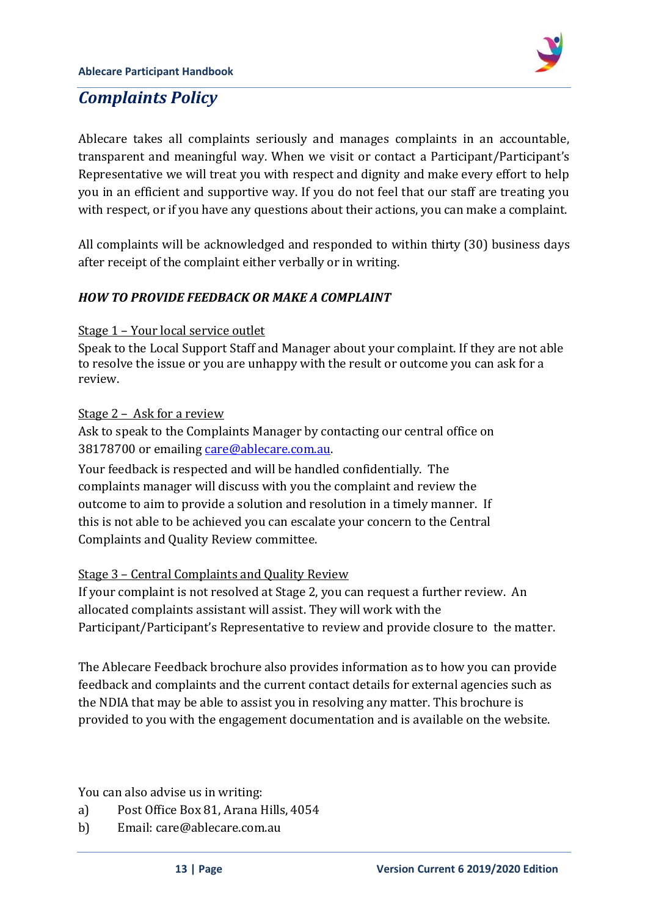## *Complaints Policy*

Ablecare takes all complaints seriously and manages complaints in an accountable, transparent and meaningful way. When we visit or contact a Participant/Participant's Representative we will treat you with respect and dignity and make every effort to help you in an efficient and supportive way. If you do not feel that our staff are treating you with respect, or if you have any questions about their actions, you can make a complaint.

All complaints will be acknowledged and responded to within thirty (30) business days after receipt of the complaint either verbally or in writing.

***HOW TO PROVIDE FEEDBACK OR MAKE A COMPLAINT***

Stage 1 – Your local service outlet

Speak to the Local Support Staff and Manager about your complaint. If they are not able to resolve the issue or you are unhappy with the result or outcome you can ask for a review.

Stage 2 – Ask for a review

Ask to speak to the Complaints Manager by contacting our central office on 38178700 or emailing care@ablecare.com.au.

Your feedback is respected and will be handled confidentially. The complaints manager will discuss with you the complaint and review the outcome to aim to provide a solution and resolution in a timely manner. If this is not able to be achieved you can escalate your concern to the Central Complaints and Quality Review committee.

Stage 3 – Central Complaints and Quality Review

If your complaint is not resolved at Stage 2, you can request a further review. An allocated complaints assistant will assist. They will work with the Participant/Participant's Representative to review and provide closure to the matter.

The Ablecare Feedback brochure also provides information as to how you can provide feedback and complaints and the current contact details for external agencies such as the NDIA that may be able to assist you in resolving any matter. This brochure is provided to you with the engagement documentation and is available on the website.

You can also advise us in writing:

a) Post Office Box 81, Arana Hills, 4054

b) Email: care@ablecare.com.au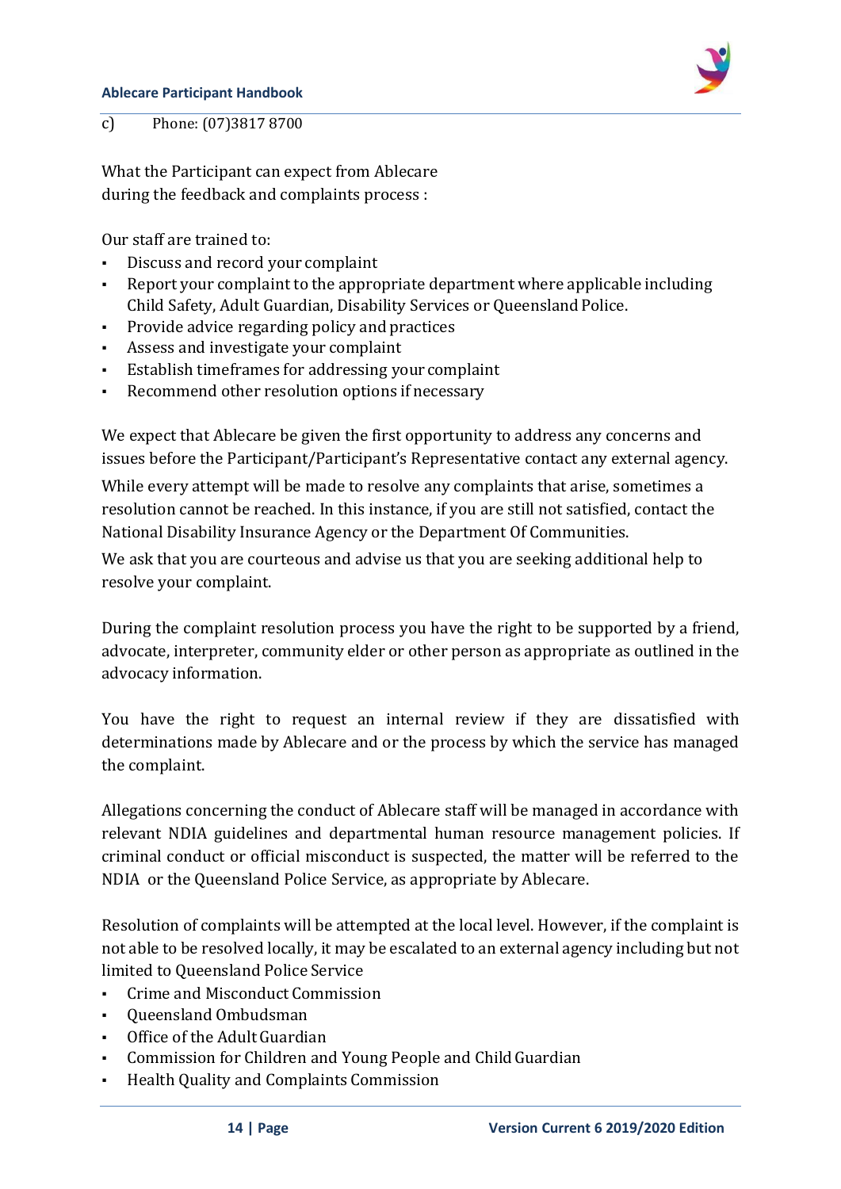c) Phone: (07)3817 8700

What the Participant can expect from Ablecare during the feedback and complaints process :

Our staff are trained to:

- Discuss and record your complaint
- Report your complaint to the appropriate department where applicable including Child Safety, Adult Guardian, Disability Services or Queensland Police.
- Provide advice regarding policy and practices
- Assess and investigate your complaint
- Establish timeframes for addressing your complaint
- Recommend other resolution options if necessary

We expect that Ablecare be given the first opportunity to address any concerns and issues before the Participant/Participant's Representative contact any external agency.

While every attempt will be made to resolve any complaints that arise, sometimes a resolution cannot be reached. In this instance, if you are still not satisfied, contact the National Disability Insurance Agency or the Department Of Communities.

We ask that you are courteous and advise us that you are seeking additional help to resolve your complaint.

During the complaint resolution process you have the right to be supported by a friend, advocate, interpreter, community elder or other person as appropriate as outlined in the advocacy information.

You have the right to request an internal review if they are dissatisfied with determinations made by Ablecare and or the process by which the service has managed the complaint.

Allegations concerning the conduct of Ablecare staff will be managed in accordance with relevant NDIA guidelines and departmental human resource management policies. If criminal conduct or official misconduct is suspected, the matter will be referred to the NDIA or the Queensland Police Service, as appropriate by Ablecare.

Resolution of complaints will be attempted at the local level. However, if the complaint is not able to be resolved locally, it may be escalated to an external agency including but not limited to Queensland Police Service

- Crime and Misconduct Commission
- Queensland Ombudsman
- Office of the Adult Guardian
- Commission for Children and Young People and Child Guardian
- Health Quality and Complaints Commission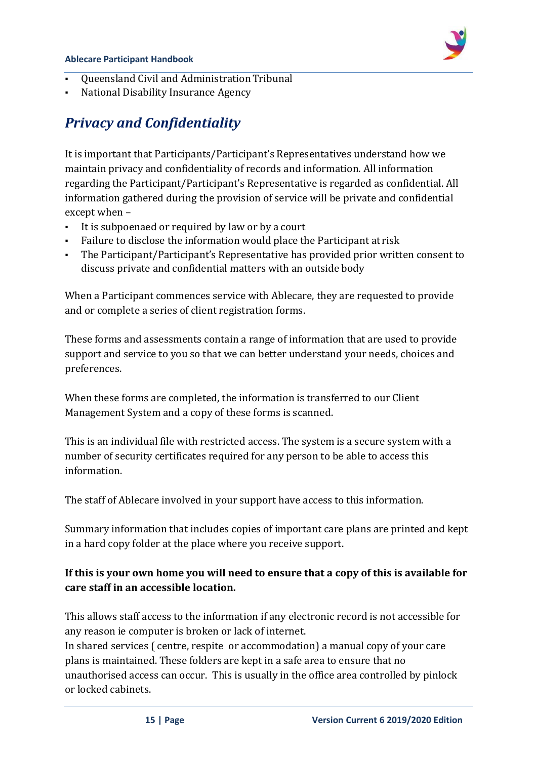- Queensland Civil and Administration Tribunal
- National Disability Insurance Agency

## *Privacy and Confidentiality*

It is important that Participants/Participant's Representatives understand how we maintain privacy and confidentiality of records and information. All information regarding the Participant/Participant's Representative is regarded as confidential. All information gathered during the provision of service will be private and confidential except when –

- It is subpoenaed or required by law or by a court
- Failure to disclose the information would place the Participant at risk
- The Participant/Participant's Representative has provided prior written consent to discuss private and confidential matters with an outside body

When a Participant commences service with Ablecare, they are requested to provide and or complete a series of client registration forms.

These forms and assessments contain a range of information that are used to provide support and service to you so that we can better understand your needs, choices and preferences.

When these forms are completed, the information is transferred to our Client Management System and a copy of these forms is scanned.

This is an individual file with restricted access. The system is a secure system with a number of security certificates required for any person to be able to access this information.

The staff of Ablecare involved in your support have access to this information.

Summary information that includes copies of important care plans are printed and kept in a hard copy folder at the place where you receive support.

**If this is your own home you will need to ensure that a copy of this is available for care staff in an accessible location.**

This allows staff access to the information if any electronic record is not accessible for any reason ie computer is broken or lack of internet.
In shared services ( centre, respite or accommodation) a manual copy of your care plans is maintained. These folders are kept in a safe area to ensure that no unauthorised access can occur. This is usually in the office area controlled by pinlock or locked cabinets.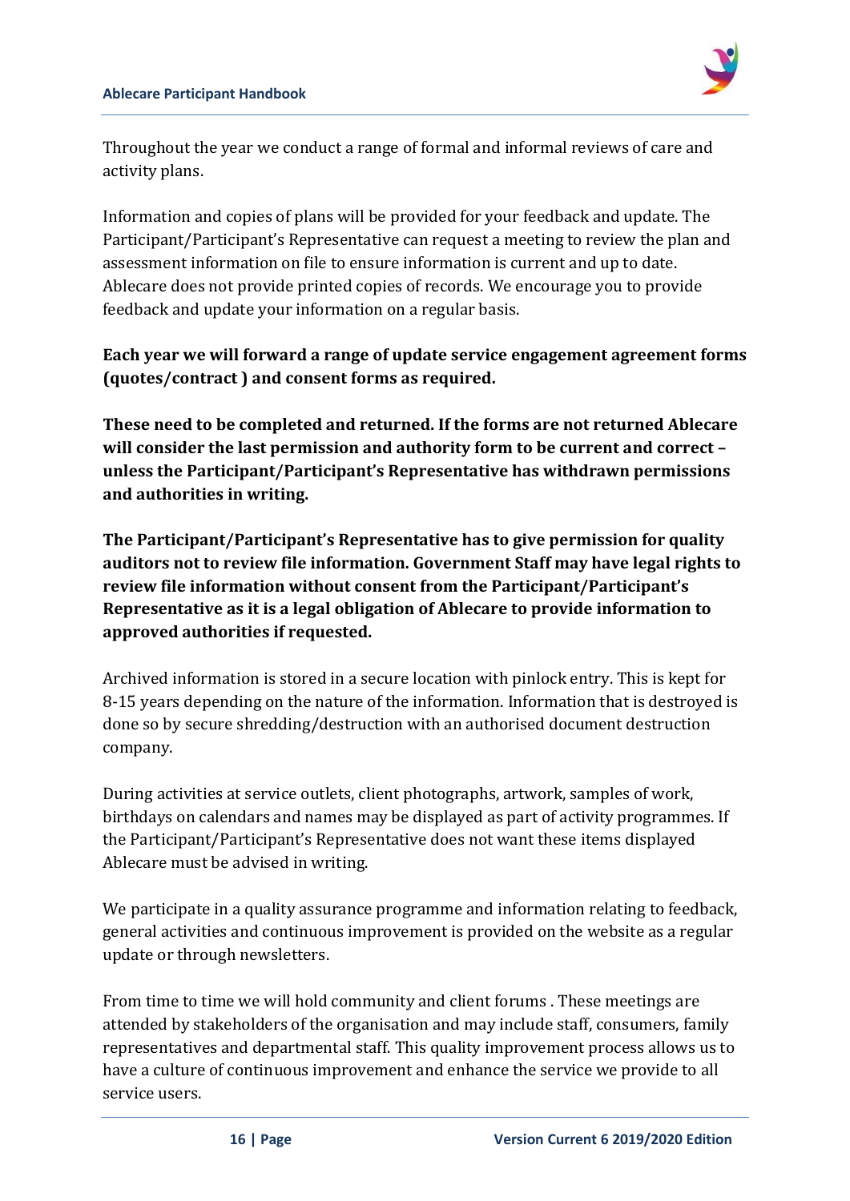Throughout the year we conduct a range of formal and informal reviews of care and activity plans.

Information and copies of plans will be provided for your feedback and update. The Participant/Participant's Representative can request a meeting to review the plan and assessment information on file to ensure information is current and up to date. Ablecare does not provide printed copies of records. We encourage you to provide feedback and update your information on a regular basis.

**Each year we will forward a range of update service engagement agreement forms (quotes/contract ) and consent forms as required.**

**These need to be completed and returned. If the forms are not returned Ablecare will consider the last permission and authority form to be current and correct – unless the Participant/Participant's Representative has withdrawn permissions and authorities in writing.**

**The Participant/Participant's Representative has to give permission for quality auditors not to review file information. Government Staff may have legal rights to review file information without consent from the Participant/Participant's Representative as it is a legal obligation of Ablecare to provide information to approved authorities if requested.**

Archived information is stored in a secure location with pinlock entry. This is kept for 8-15 years depending on the nature of the information. Information that is destroyed is done so by secure shredding/destruction with an authorised document destruction company.

During activities at service outlets, client photographs, artwork, samples of work, birthdays on calendars and names may be displayed as part of activity programmes. If the Participant/Participant's Representative does not want these items displayed Ablecare must be advised in writing.

We participate in a quality assurance programme and information relating to feedback, general activities and continuous improvement is provided on the website as a regular update or through newsletters.

From time to time we will hold community and client forums . These meetings are attended by stakeholders of the organisation and may include staff, consumers, family representatives and departmental staff. This quality improvement process allows us to have a culture of continuous improvement and enhance the service we provide to all service users.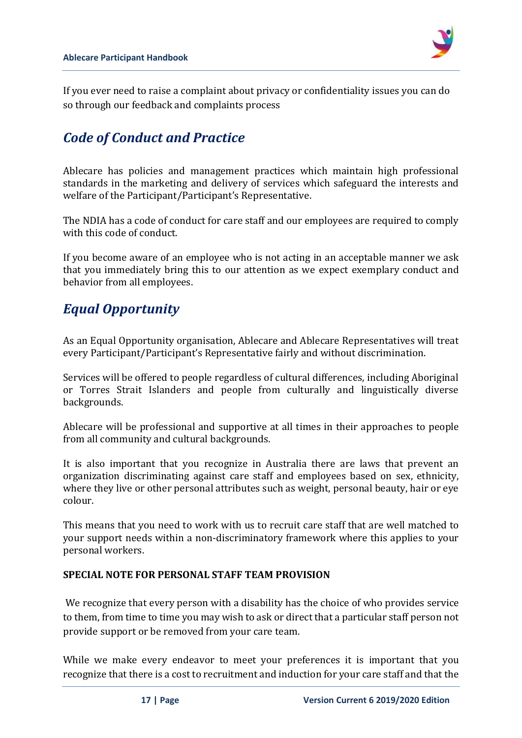If you ever need to raise a complaint about privacy or confidentiality issues you can do so through our feedback and complaints process

## *Code of Conduct and Practice*

Ablecare has policies and management practices which maintain high professional standards in the marketing and delivery of services which safeguard the interests and welfare of the Participant/Participant's Representative.

The NDIA has a code of conduct for care staff and our employees are required to comply with this code of conduct.

If you become aware of an employee who is not acting in an acceptable manner we ask that you immediately bring this to our attention as we expect exemplary conduct and behavior from all employees.

## *Equal Opportunity*

As an Equal Opportunity organisation, Ablecare and Ablecare Representatives will treat every Participant/Participant's Representative fairly and without discrimination.

Services will be offered to people regardless of cultural differences, including Aboriginal or Torres Strait Islanders and people from culturally and linguistically diverse backgrounds.

Ablecare will be professional and supportive at all times in their approaches to people from all community and cultural backgrounds.

It is also important that you recognize in Australia there are laws that prevent an organization discriminating against care staff and employees based on sex, ethnicity, where they live or other personal attributes such as weight, personal beauty, hair or eye colour.

This means that you need to work with us to recruit care staff that are well matched to your support needs within a non-discriminatory framework where this applies to your personal workers.

**SPECIAL NOTE FOR PERSONAL STAFF TEAM PROVISION**

We recognize that every person with a disability has the choice of who provides service to them, from time to time you may wish to ask or direct that a particular staff person not provide support or be removed from your care team.

While we make every endeavor to meet your preferences it is important that you recognize that there is a cost to recruitment and induction for your care staff and that the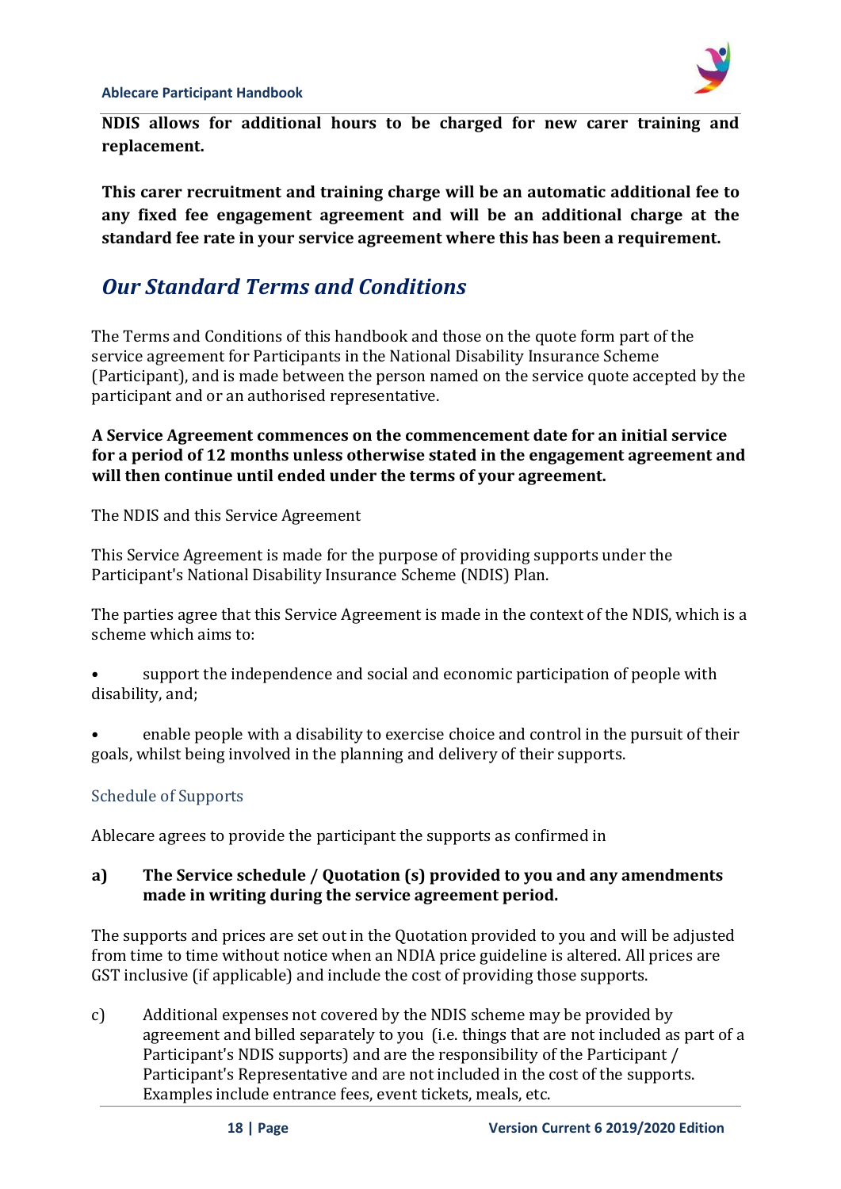**NDIS allows for additional hours to be charged for new carer training and replacement.**

**This carer recruitment and training charge will be an automatic additional fee to any fixed fee engagement agreement and will be an additional charge at the standard fee rate in your service agreement where this has been a requirement.**

## *Our Standard Terms and Conditions*

The Terms and Conditions of this handbook and those on the quote form part of the service agreement for Participants in the National Disability Insurance Scheme (Participant), and is made between the person named on the service quote accepted by the participant and or an authorised representative.

**A Service Agreement commences on the commencement date for an initial service for a period of 12 months unless otherwise stated in the engagement agreement and will then continue until ended under the terms of your agreement.**

The NDIS and this Service Agreement

This Service Agreement is made for the purpose of providing supports under the Participant's National Disability Insurance Scheme (NDIS) Plan.

The parties agree that this Service Agreement is made in the context of the NDIS, which is a scheme which aims to:

- support the independence and social and economic participation of people with disability, and;
- enable people with a disability to exercise choice and control in the pursuit of their goals, whilst being involved in the planning and delivery of their supports.

### Schedule of Supports

Ablecare agrees to provide the participant the supports as confirmed in

**a) The Service schedule / Quotation (s) provided to you and any amendments made in writing during the service agreement period.**

The supports and prices are set out in the Quotation provided to you and will be adjusted from time to time without notice when an NDIA price guideline is altered. All prices are GST inclusive (if applicable) and include the cost of providing those supports.

c) Additional expenses not covered by the NDIS scheme may be provided by agreement and billed separately to you (i.e. things that are not included as part of a Participant's NDIS supports) and are the responsibility of the Participant / Participant's Representative and are not included in the cost of the supports. Examples include entrance fees, event tickets, meals, etc.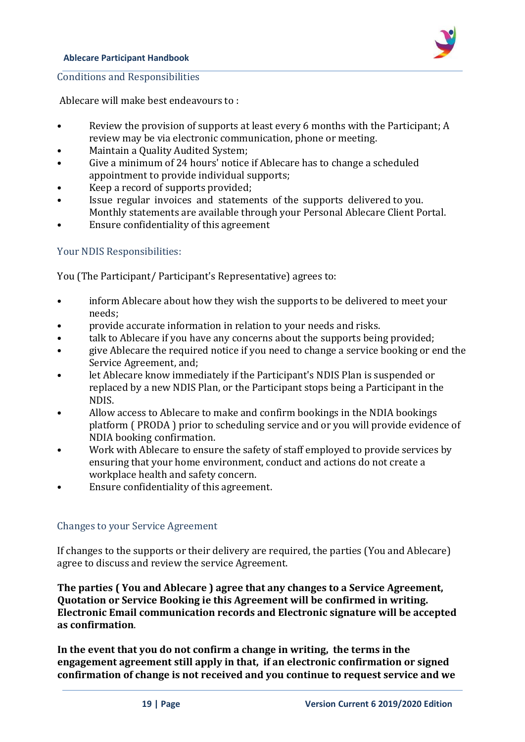## Conditions and Responsibilities

Ablecare will make best endeavours to :

- Review the provision of supports at least every 6 months with the Participant; A review may be via electronic communication, phone or meeting.
- Maintain a Quality Audited System;
- Give a minimum of 24 hours' notice if Ablecare has to change a scheduled appointment to provide individual supports;
- Keep a record of supports provided;
- Issue regular invoices and statements of the supports delivered to you. Monthly statements are available through your Personal Ablecare Client Portal.
- Ensure confidentiality of this agreement

## Your NDIS Responsibilities:

You (The Participant/ Participant's Representative) agrees to:

- inform Ablecare about how they wish the supports to be delivered to meet your needs;
- provide accurate information in relation to your needs and risks.
- talk to Ablecare if you have any concerns about the supports being provided;
- give Ablecare the required notice if you need to change a service booking or end the Service Agreement, and;
- let Ablecare know immediately if the Participant's NDIS Plan is suspended or replaced by a new NDIS Plan, or the Participant stops being a Participant in the NDIS.
- Allow access to Ablecare to make and confirm bookings in the NDIA bookings platform ( PRODA ) prior to scheduling service and or you will provide evidence of NDIA booking confirmation.
- Work with Ablecare to ensure the safety of staff employed to provide services by ensuring that your home environment, conduct and actions do not create a workplace health and safety concern.
- Ensure confidentiality of this agreement.

## Changes to your Service Agreement

If changes to the supports or their delivery are required, the parties (You and Ablecare) agree to discuss and review the service Agreement.

**The parties ( You and Ablecare ) agree that any changes to a Service Agreement, Quotation or Service Booking ie this Agreement will be confirmed in writing. Electronic Email communication records and Electronic signature will be accepted as confirmation**.

**In the event that you do not confirm a change in writing, the terms in the engagement agreement still apply in that, if an electronic confirmation or signed confirmation of change is not received and you continue to request service and we**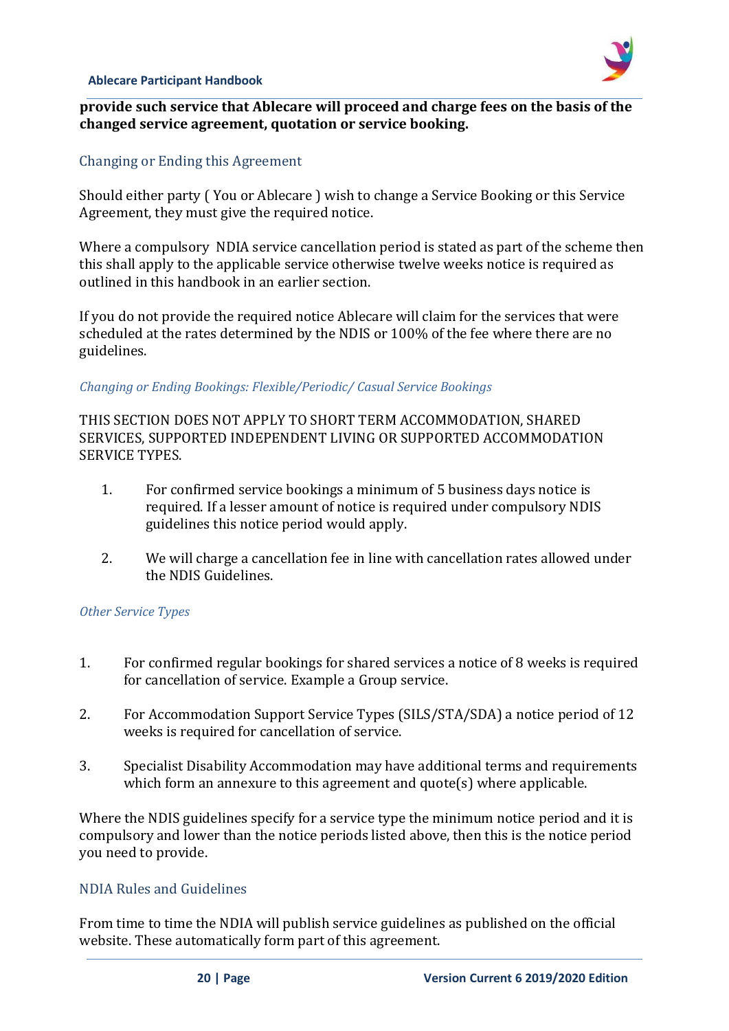**provide such service that Ablecare will proceed and charge fees on the basis of the changed service agreement, quotation or service booking.**

## Changing or Ending this Agreement

Should either party ( You or Ablecare ) wish to change a Service Booking or this Service Agreement, they must give the required notice.

Where a compulsory NDIA service cancellation period is stated as part of the scheme then this shall apply to the applicable service otherwise twelve weeks notice is required as outlined in this handbook in an earlier section.

If you do not provide the required notice Ablecare will claim for the services that were scheduled at the rates determined by the NDIS or 100% of the fee where there are no guidelines.

### *Changing or Ending Bookings: Flexible/Periodic/ Casual Service Bookings*

THIS SECTION DOES NOT APPLY TO SHORT TERM ACCOMMODATION, SHARED SERVICES, SUPPORTED INDEPENDENT LIVING OR SUPPORTED ACCOMMODATION SERVICE TYPES.

1. For confirmed service bookings a minimum of 5 business days notice is required. If a lesser amount of notice is required under compulsory NDIS guidelines this notice period would apply.

2. We will charge a cancellation fee in line with cancellation rates allowed under the NDIS Guidelines.

### *Other Service Types*

1. For confirmed regular bookings for shared services a notice of 8 weeks is required for cancellation of service. Example a Group service.

2. For Accommodation Support Service Types (SILS/STA/SDA) a notice period of 12 weeks is required for cancellation of service.

3. Specialist Disability Accommodation may have additional terms and requirements which form an annexure to this agreement and quote(s) where applicable.

Where the NDIS guidelines specify for a service type the minimum notice period and it is compulsory and lower than the notice periods listed above, then this is the notice period you need to provide.

## NDIA Rules and Guidelines

From time to time the NDIA will publish service guidelines as published on the official website. These automatically form part of this agreement.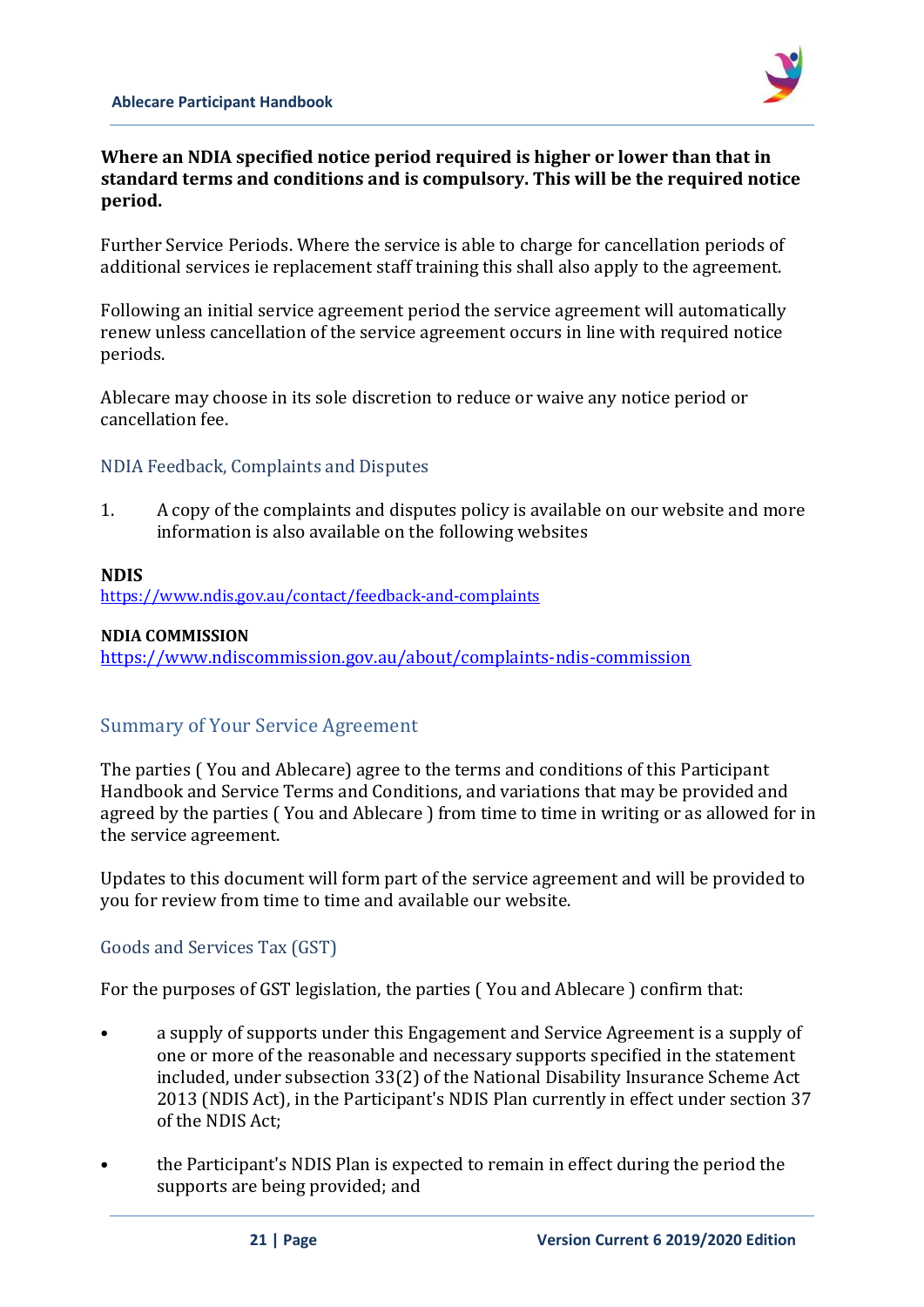**Where an NDIA specified notice period required is higher or lower than that in standard terms and conditions and is compulsory. This will be the required notice period.**

Further Service Periods. Where the service is able to charge for cancellation periods of additional services ie replacement staff training this shall also apply to the agreement.

Following an initial service agreement period the service agreement will automatically renew unless cancellation of the service agreement occurs in line with required notice periods.

Ablecare may choose in its sole discretion to reduce or waive any notice period or cancellation fee.

## NDIA Feedback, Complaints and Disputes

1. A copy of the complaints and disputes policy is available on our website and more information is also available on the following websites

**NDIS**
https://www.ndis.gov.au/contact/feedback-and-complaints

**NDIA COMMISSION**
https://www.ndiscommission.gov.au/about/complaints-ndis-commission

## Summary of Your Service Agreement

The parties ( You and Ablecare) agree to the terms and conditions of this Participant Handbook and Service Terms and Conditions, and variations that may be provided and agreed by the parties ( You and Ablecare ) from time to time in writing or as allowed for in the service agreement.

Updates to this document will form part of the service agreement and will be provided to you for review from time to time and available our website.

## Goods and Services Tax (GST)

For the purposes of GST legislation, the parties ( You and Ablecare ) confirm that:

- a supply of supports under this Engagement and Service Agreement is a supply of one or more of the reasonable and necessary supports specified in the statement included, under subsection 33(2) of the National Disability Insurance Scheme Act 2013 (NDIS Act), in the Participant's NDIS Plan currently in effect under section 37 of the NDIS Act;
- the Participant's NDIS Plan is expected to remain in effect during the period the supports are being provided; and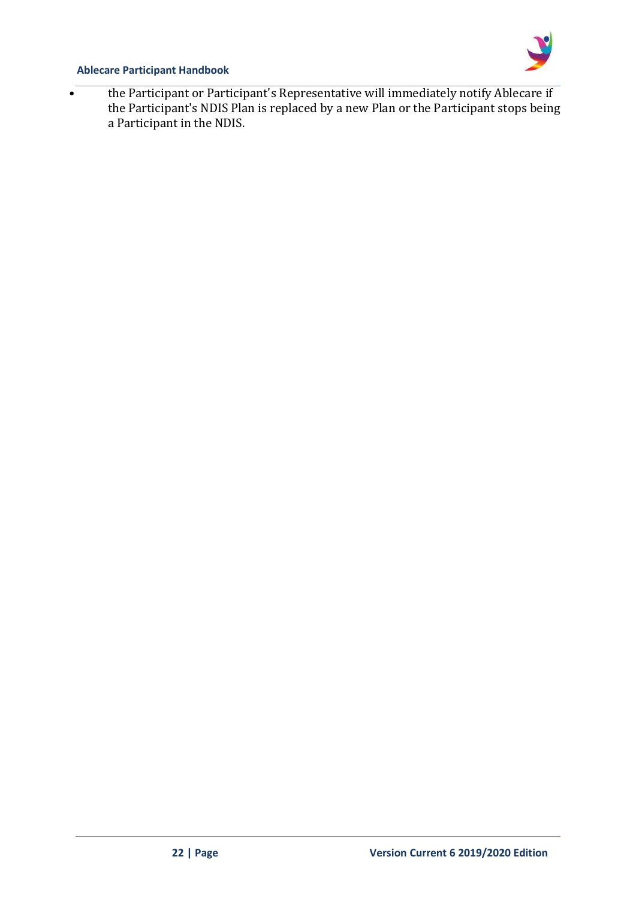- the Participant or Participant's Representative will immediately notify Ablecare if the Participant's NDIS Plan is replaced by a new Plan or the Participant stops being a Participant in the NDIS.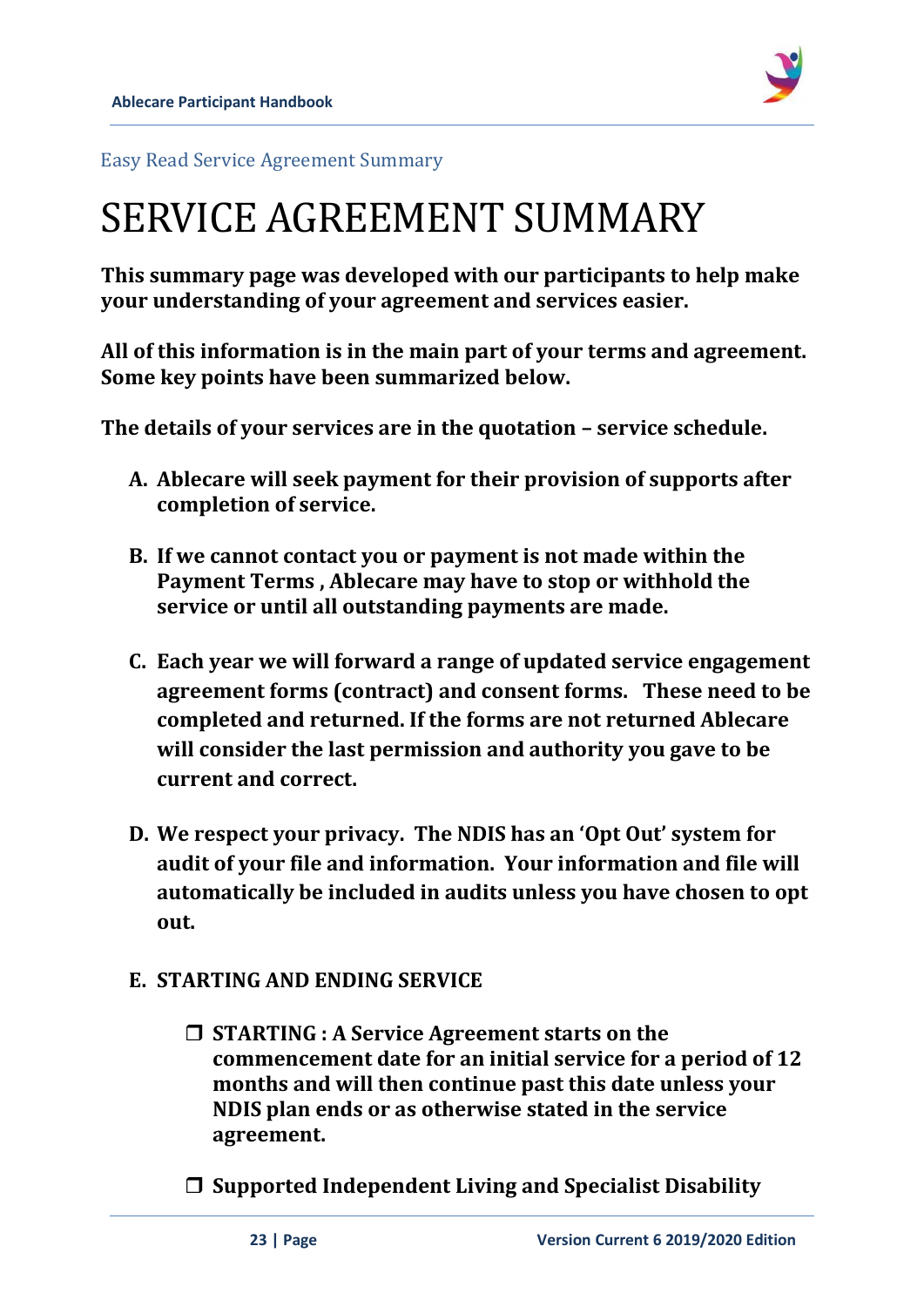Easy Read Service Agreement Summary

# SERVICE AGREEMENT SUMMARY

**This summary page was developed with our participants to help make your understanding of your agreement and services easier.**

**All of this information is in the main part of your terms and agreement. Some key points have been summarized below.**

**The details of your services are in the quotation – service schedule.**

A. **Ablecare will seek payment for their provision of supports after completion of service.**

B. **If we cannot contact you or payment is not made within the Payment Terms , Ablecare may have to stop or withhold the service or until all outstanding payments are made.**

C. **Each year we will forward a range of updated service engagement agreement forms (contract) and consent forms. These need to be completed and returned. If the forms are not returned Ablecare will consider the last permission and authority you gave to be current and correct.**

D. **We respect your privacy. The NDIS has an 'Opt Out' system for audit of your file and information. Your information and file will automatically be included in audits unless you have chosen to opt out.**

E. **STARTING AND ENDING SERVICE**

   - ❒ **STARTING : A Service Agreement starts on the commencement date for an initial service for a period of 12 months and will then continue past this date unless your NDIS plan ends or as otherwise stated in the service agreement.**

   - ❒ **Supported Independent Living and Specialist Disability**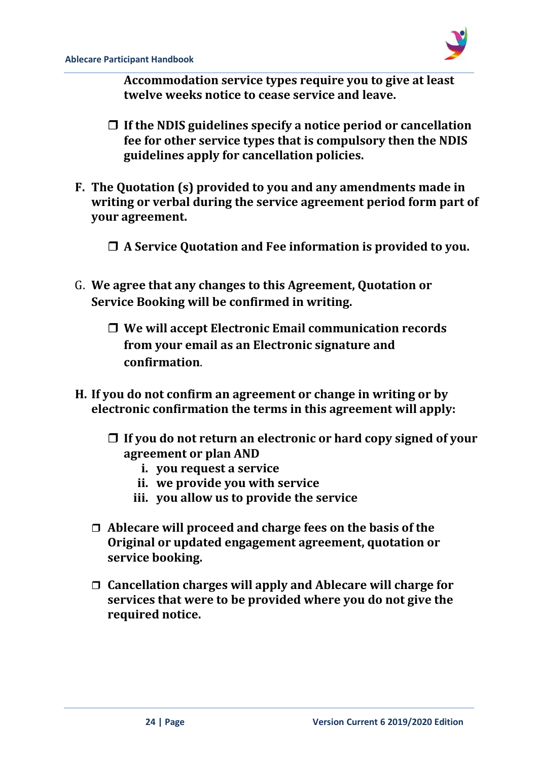**Accommodation service types require you to give at least twelve weeks notice to cease service and leave.**

- ❐ **If the NDIS guidelines specify a notice period or cancellation fee for other service types that is compulsory then the NDIS guidelines apply for cancellation policies.**

**F. The Quotation (s) provided to you and any amendments made in writing or verbal during the service agreement period form part of your agreement.**

- ❐ **A Service Quotation and Fee information is provided to you.**

G. **We agree that any changes to this Agreement, Quotation or Service Booking will be confirmed in writing.**

- ❐ **We will accept Electronic Email communication records from your email as an Electronic signature and confirmation**.

**H. If you do not confirm an agreement or change in writing or by electronic confirmation the terms in this agreement will apply:**

- ❐ **If you do not return an electronic or hard copy signed of your agreement or plan AND**
  - **i. you request a service**
  - **ii. we provide you with service**
  - **iii. you allow us to provide the service**

- ❐ **Ablecare will proceed and charge fees on the basis of the Original or updated engagement agreement, quotation or service booking.**

- ❐ **Cancellation charges will apply and Ablecare will charge for services that were to be provided where you do not give the required notice.**